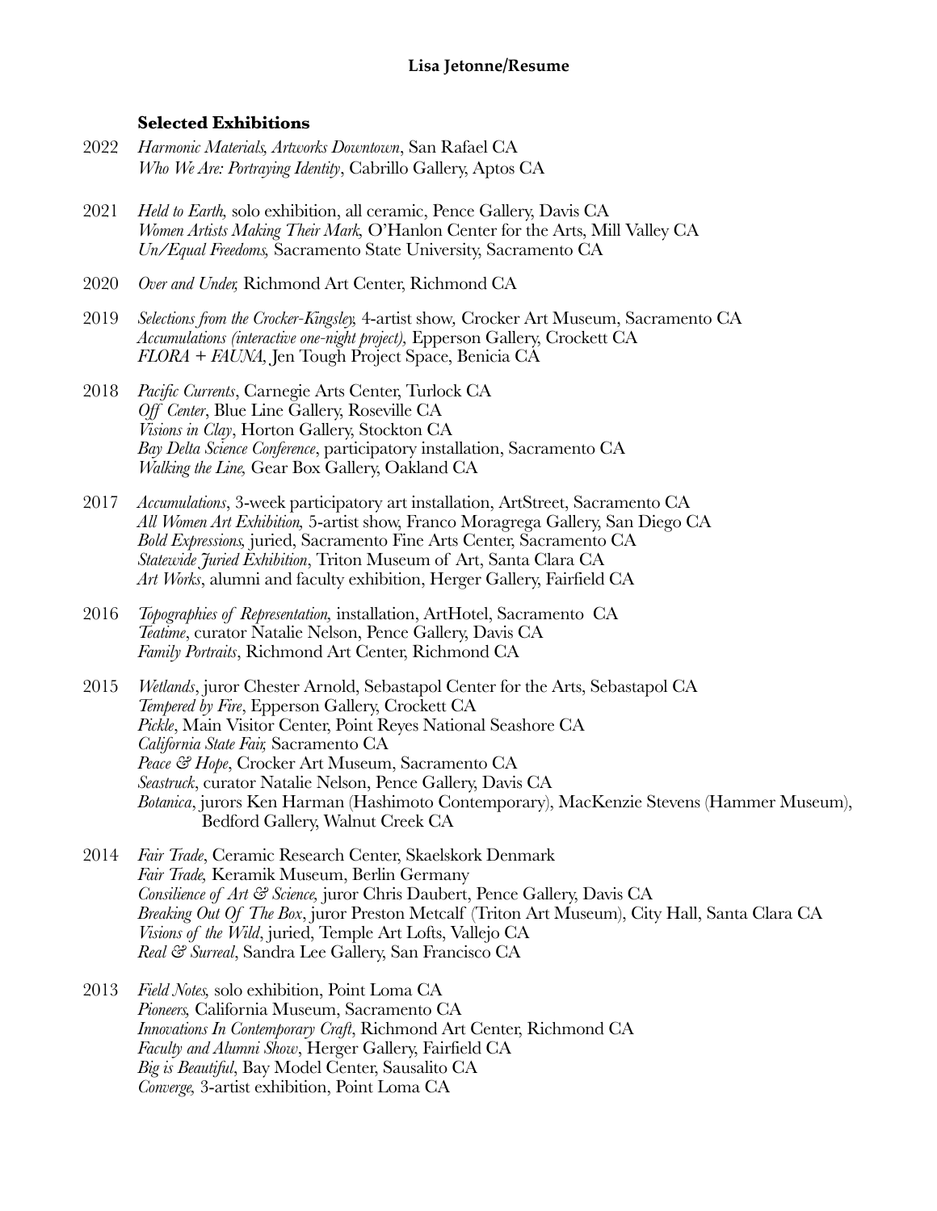**Lisa Jetonne/Resume**

### Selected Exhibitions

2022 *Harmonic Materials, Artworks Downtown*, San Rafael CA
*Who We Are: Portraying Identity*, Cabrillo Gallery, Aptos CA

2021 *Held to Earth,* solo exhibition, all ceramic, Pence Gallery, Davis CA
*Women Artists Making Their Mark,* O'Hanlon Center for the Arts, Mill Valley CA
*Un/Equal Freedoms,* Sacramento State University, Sacramento CA

2020 *Over and Under,* Richmond Art Center, Richmond CA

2019 *Selections from the Crocker-Kingsley,* 4-artist show, Crocker Art Museum, Sacramento CA
*Accumulations (interactive one-night project),* Epperson Gallery, Crockett CA
*FLORA + FAUNA,* Jen Tough Project Space, Benicia CA

2018 *Pacific Currents*, Carnegie Arts Center, Turlock CA
*Off Center*, Blue Line Gallery, Roseville CA
*Visions in Clay*, Horton Gallery, Stockton CA
*Bay Delta Science Conference*, participatory installation, Sacramento CA
*Walking the Line,* Gear Box Gallery, Oakland CA

2017 *Accumulations*, 3-week participatory art installation, ArtStreet, Sacramento CA
*All Women Art Exhibition,* 5-artist show, Franco Moragrega Gallery, San Diego CA
*Bold Expressions,* juried, Sacramento Fine Arts Center, Sacramento CA
*Statewide Juried Exhibition*, Triton Museum of Art, Santa Clara CA
*Art Works*, alumni and faculty exhibition, Herger Gallery, Fairfield CA

2016 *Topographies of Representation,* installation, ArtHotel, Sacramento CA
*Teatime*, curator Natalie Nelson, Pence Gallery, Davis CA
*Family Portraits*, Richmond Art Center, Richmond CA

2015 *Wetlands*, juror Chester Arnold, Sebastapol Center for the Arts, Sebastapol CA
*Tempered by Fire*, Epperson Gallery, Crockett CA
*Pickle*, Main Visitor Center, Point Reyes National Seashore CA
*California State Fair,* Sacramento CA
*Peace & Hope*, Crocker Art Museum, Sacramento CA
*Seastruck*, curator Natalie Nelson, Pence Gallery, Davis CA
*Botanica*, jurors Ken Harman (Hashimoto Contemporary), MacKenzie Stevens (Hammer Museum), Bedford Gallery, Walnut Creek CA

2014 *Fair Trade*, Ceramic Research Center, Skaelskork Denmark
*Fair Trade,* Keramik Museum, Berlin Germany
*Consilience of Art & Science,* juror Chris Daubert, Pence Gallery, Davis CA
*Breaking Out Of The Box*, juror Preston Metcalf (Triton Art Museum), City Hall, Santa Clara CA
*Visions of the Wild*, juried, Temple Art Lofts, Vallejo CA
*Real & Surreal*, Sandra Lee Gallery, San Francisco CA

2013 *Field Notes,* solo exhibition, Point Loma CA
*Pioneers,* California Museum, Sacramento CA
*Innovations In Contemporary Craft*, Richmond Art Center, Richmond CA
*Faculty and Alumni Show*, Herger Gallery, Fairfield CA
*Big is Beautiful*, Bay Model Center, Sausalito CA
*Converge,* 3-artist exhibition, Point Loma CA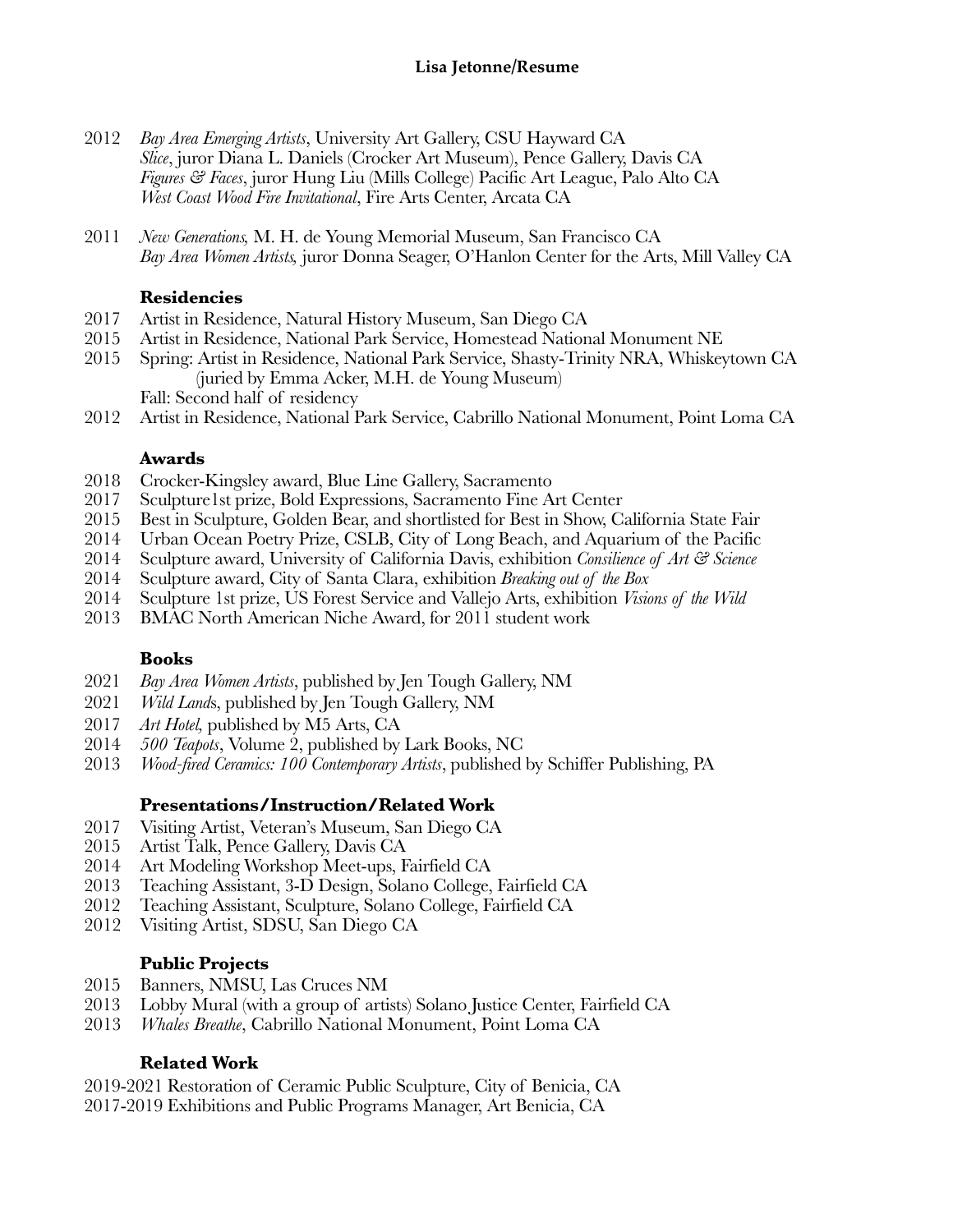2012 *Bay Area Emerging Artists*, University Art Gallery, CSU Hayward CA
*Slice*, juror Diana L. Daniels (Crocker Art Museum), Pence Gallery, Davis CA
*Figures & Faces*, juror Hung Liu (Mills College) Pacific Art League, Palo Alto CA
*West Coast Wood Fire Invitational*, Fire Arts Center, Arcata CA

2011 *New Generations,* M. H. de Young Memorial Museum, San Francisco CA
*Bay Area Women Artists,* juror Donna Seager, O'Hanlon Center for the Arts, Mill Valley CA

## Residencies

2017 Artist in Residence, Natural History Museum, San Diego CA
2015 Artist in Residence, National Park Service, Homestead National Monument NE
2015 Spring: Artist in Residence, National Park Service, Shasty-Trinity NRA, Whiskeytown CA (juried by Emma Acker, M.H. de Young Museum)
Fall: Second half of residency
2012 Artist in Residence, National Park Service, Cabrillo National Monument, Point Loma CA

## Awards

2018 Crocker-Kingsley award, Blue Line Gallery, Sacramento
2017 Sculpture1st prize, Bold Expressions, Sacramento Fine Art Center
2015 Best in Sculpture, Golden Bear, and shortlisted for Best in Show, California State Fair
2014 Urban Ocean Poetry Prize, CSLB, City of Long Beach, and Aquarium of the Pacific
2014 Sculpture award, University of California Davis, exhibition *Consilience of Art & Science*
2014 Sculpture award, City of Santa Clara, exhibition *Breaking out of the Box*
2014 Sculpture 1st prize, US Forest Service and Vallejo Arts, exhibition *Visions of the Wild*
2013 BMAC North American Niche Award, for 2011 student work

## Books

2021 *Bay Area Women Artists*, published by Jen Tough Gallery, NM
2021 *Wild Land*s, published by Jen Tough Gallery, NM
2017 *Art Hotel,* published by M5 Arts, CA
2014 *500 Teapots*, Volume 2, published by Lark Books, NC
2013 *Wood-fired Ceramics: 100 Contemporary Artists*, published by Schiffer Publishing, PA

## Presentations/Instruction/Related Work

2017 Visiting Artist, Veteran's Museum, San Diego CA
2015 Artist Talk, Pence Gallery, Davis CA
2014 Art Modeling Workshop Meet-ups, Fairfield CA
2013 Teaching Assistant, 3-D Design, Solano College, Fairfield CA
2012 Teaching Assistant, Sculpture, Solano College, Fairfield CA
2012 Visiting Artist, SDSU, San Diego CA

## Public Projects

2015 Banners, NMSU, Las Cruces NM
2013 Lobby Mural (with a group of artists) Solano Justice Center, Fairfield CA
2013 *Whales Breathe*, Cabrillo National Monument, Point Loma CA

## Related Work

2019-2021 Restoration of Ceramic Public Sculpture, City of Benicia, CA
2017-2019 Exhibitions and Public Programs Manager, Art Benicia, CA